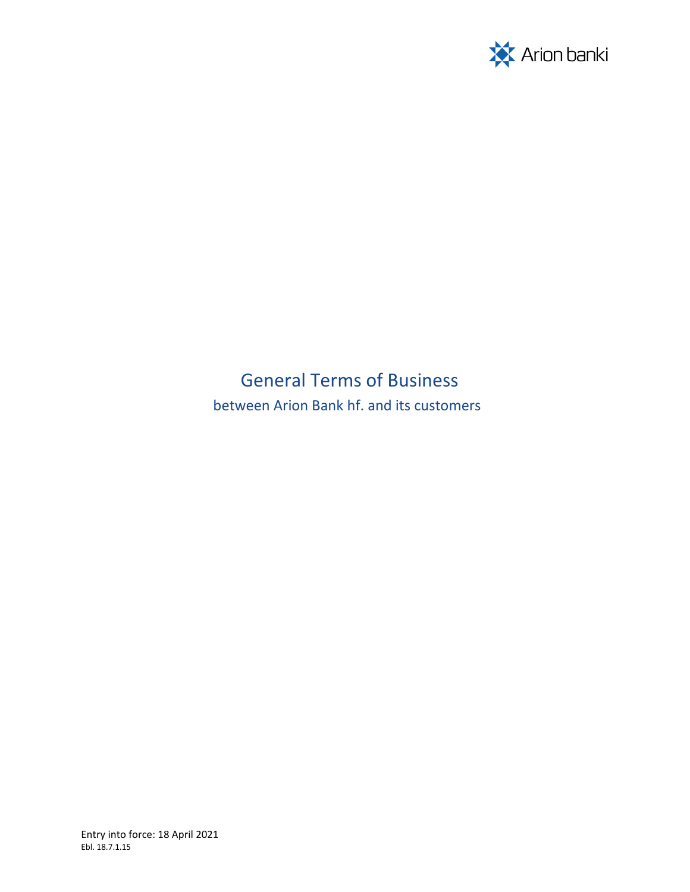Arion banki

# General Terms of Business

between Arion Bank hf. and its customers

Entry into force: 18 April 2021

Ebl. 18.7.1.15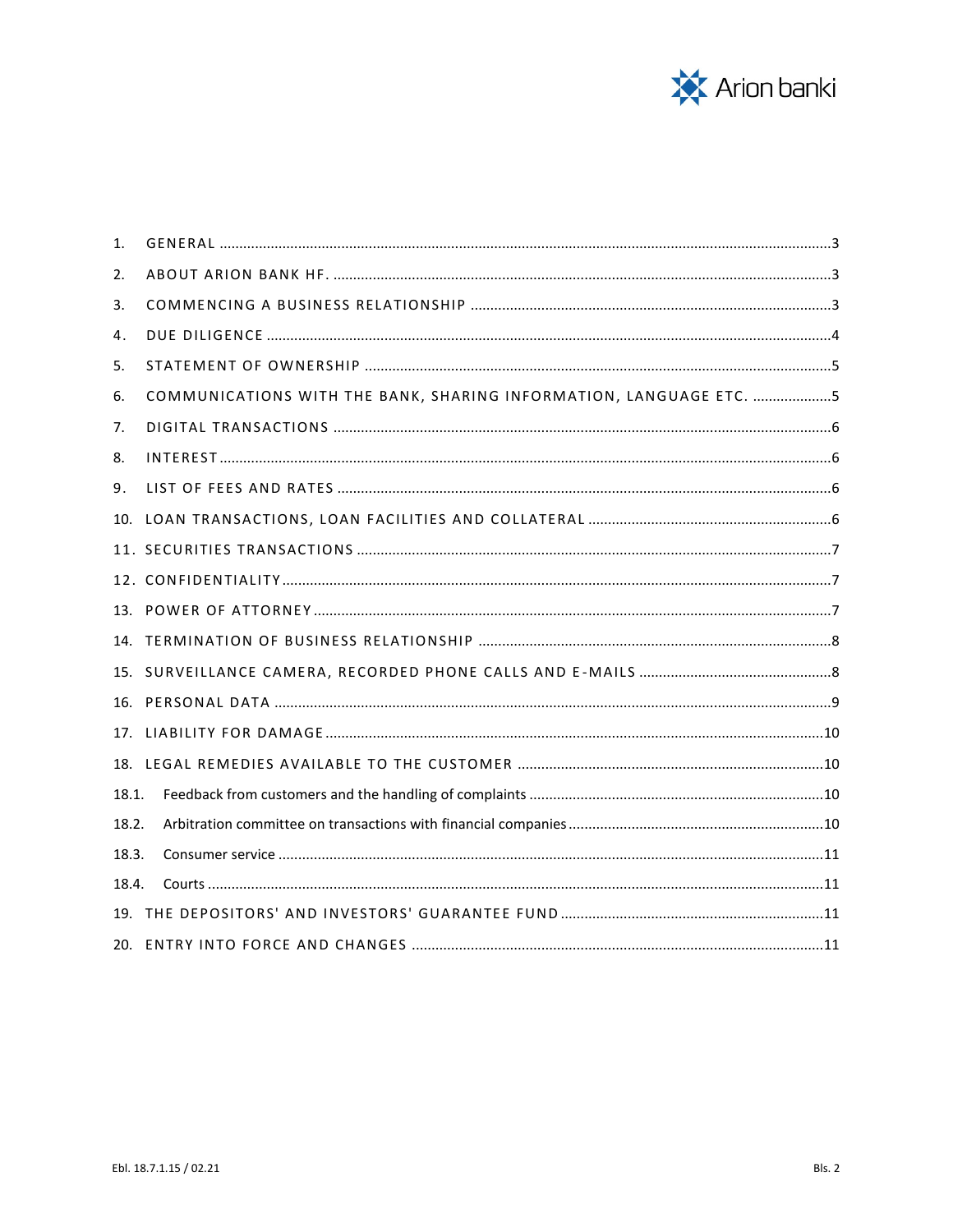1. GENERAL ... 3
2. ABOUT ARION BANK HF. ... 3
3. COMMENCING A BUSINESS RELATIONSHIP ... 3
4. DUE DILIGENCE ... 4
5. STATEMENT OF OWNERSHIP ... 5
6. COMMUNICATIONS WITH THE BANK, SHARING INFORMATION, LANGUAGE ETC. ... 5
7. DIGITAL TRANSACTIONS ... 6
8. INTEREST ... 6
9. LIST OF FEES AND RATES ... 6
10. LOAN TRANSACTIONS, LOAN FACILITIES AND COLLATERAL ... 6
11. SECURITIES TRANSACTIONS ... 7
12. CONFIDENTIALITY ... 7
13. POWER OF ATTORNEY ... 7
14. TERMINATION OF BUSINESS RELATIONSHIP ... 8
15. SURVEILLANCE CAMERA, RECORDED PHONE CALLS AND E-MAILS ... 8
16. PERSONAL DATA ... 9
17. LIABILITY FOR DAMAGE ... 10
18. LEGAL REMEDIES AVAILABLE TO THE CUSTOMER ... 10
    - 18.1. Feedback from customers and the handling of complaints ... 10
    - 18.2. Arbitration committee on transactions with financial companies ... 10
    - 18.3. Consumer service ... 11
    - 18.4. Courts ... 11
19. THE DEPOSITORS' AND INVESTORS' GUARANTEE FUND ... 11
20. ENTRY INTO FORCE AND CHANGES ... 11

Ebl. 18.7.1.15 / 02.21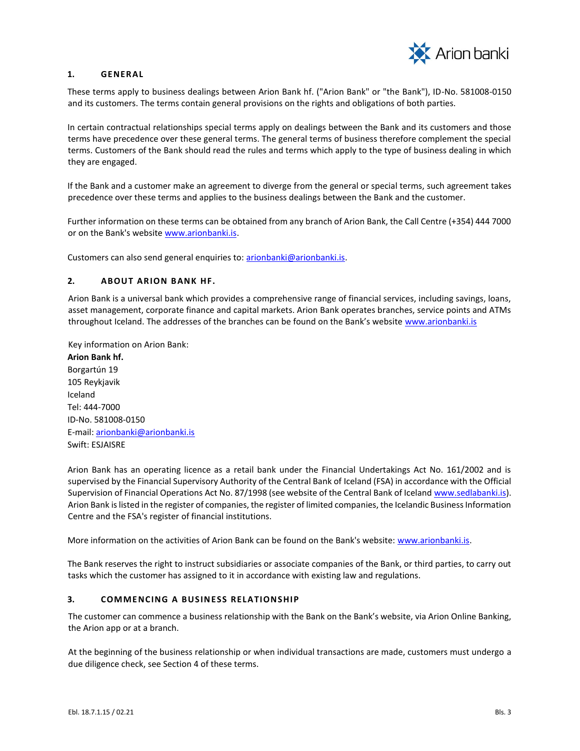## 1. GENERAL

These terms apply to business dealings between Arion Bank hf. ("Arion Bank" or "the Bank"), ID-No. 581008-0150 and its customers. The terms contain general provisions on the rights and obligations of both parties.

In certain contractual relationships special terms apply on dealings between the Bank and its customers and those terms have precedence over these general terms. The general terms of business therefore complement the special terms. Customers of the Bank should read the rules and terms which apply to the type of business dealing in which they are engaged.

If the Bank and a customer make an agreement to diverge from the general or special terms, such agreement takes precedence over these terms and applies to the business dealings between the Bank and the customer.

Further information on these terms can be obtained from any branch of Arion Bank, the Call Centre (+354) 444 7000 or on the Bank's website www.arionbanki.is.

Customers can also send general enquiries to: arionbanki@arionbanki.is.

## 2. ABOUT ARION BANK HF.

Arion Bank is a universal bank which provides a comprehensive range of financial services, including savings, loans, asset management, corporate finance and capital markets. Arion Bank operates branches, service points and ATMs throughout Iceland. The addresses of the branches can be found on the Bank's website www.arionbanki.is

Key information on Arion Bank:
**Arion Bank hf.**
Borgartún 19
105 Reykjavik
Iceland
Tel: 444-7000
ID-No. 581008-0150
E-mail: arionbanki@arionbanki.is
Swift: ESJAISRE

Arion Bank has an operating licence as a retail bank under the Financial Undertakings Act No. 161/2002 and is supervised by the Financial Supervisory Authority of the Central Bank of Iceland (FSA) in accordance with the Official Supervision of Financial Operations Act No. 87/1998 (see website of the Central Bank of Iceland www.sedlabanki.is). Arion Bank is listed in the register of companies, the register of limited companies, the Icelandic Business Information Centre and the FSA's register of financial institutions.

More information on the activities of Arion Bank can be found on the Bank's website: www.arionbanki.is.

The Bank reserves the right to instruct subsidiaries or associate companies of the Bank, or third parties, to carry out tasks which the customer has assigned to it in accordance with existing law and regulations.

## 3. COMMENCING A BUSINESS RELATIONSHIP

The customer can commence a business relationship with the Bank on the Bank's website, via Arion Online Banking, the Arion app or at a branch.

At the beginning of the business relationship or when individual transactions are made, customers must undergo a due diligence check, see Section 4 of these terms.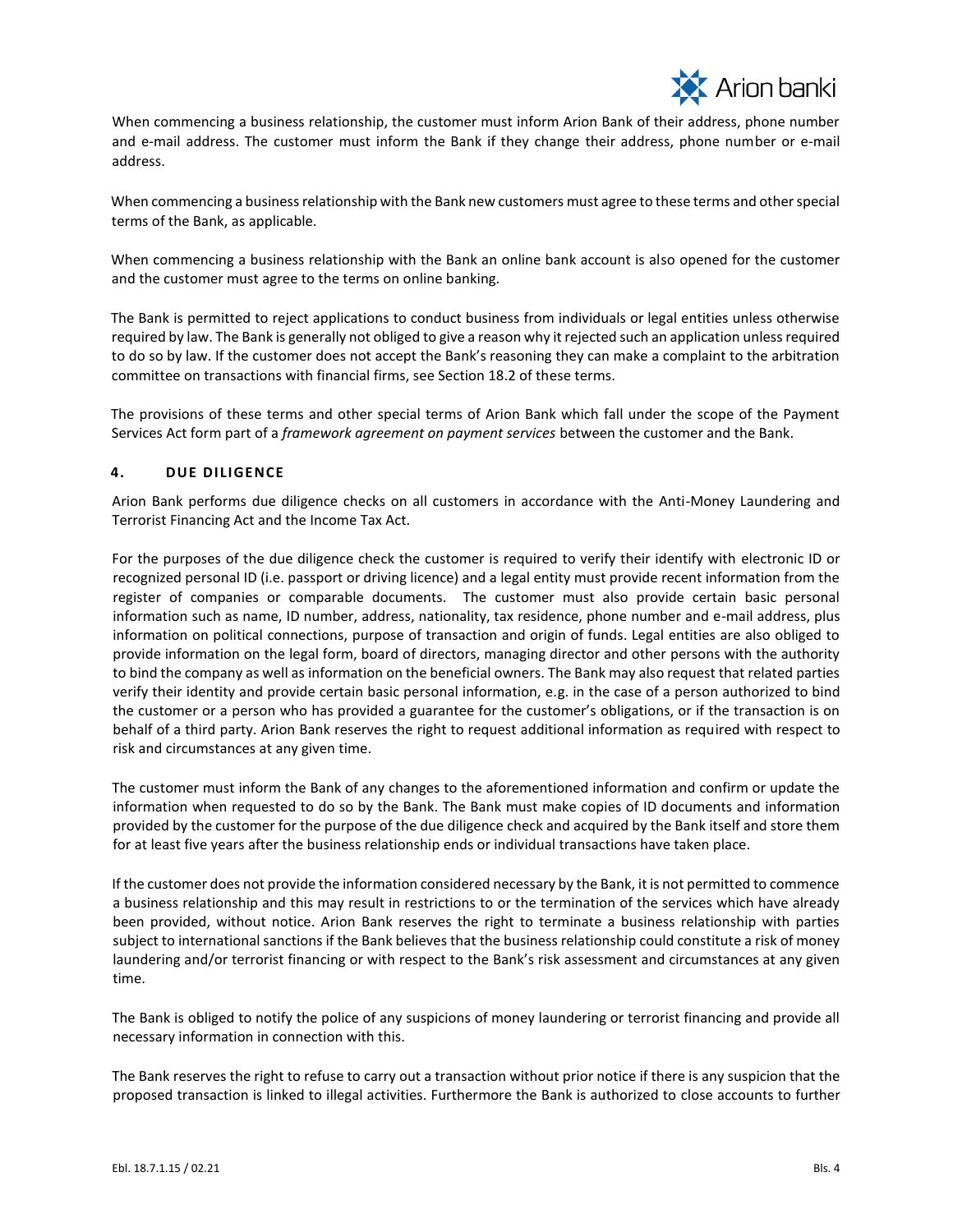When commencing a business relationship, the customer must inform Arion Bank of their address, phone number and e-mail address. The customer must inform the Bank if they change their address, phone number or e-mail address.

When commencing a business relationship with the Bank new customers must agree to these terms and other special terms of the Bank, as applicable.

When commencing a business relationship with the Bank an online bank account is also opened for the customer and the customer must agree to the terms on online banking.

The Bank is permitted to reject applications to conduct business from individuals or legal entities unless otherwise required by law. The Bank is generally not obliged to give a reason why it rejected such an application unless required to do so by law. If the customer does not accept the Bank's reasoning they can make a complaint to the arbitration committee on transactions with financial firms, see Section 18.2 of these terms.

The provisions of these terms and other special terms of Arion Bank which fall under the scope of the Payment Services Act form part of a *framework agreement on payment services* between the customer and the Bank.

## 4. DUE DILIGENCE

Arion Bank performs due diligence checks on all customers in accordance with the Anti-Money Laundering and Terrorist Financing Act and the Income Tax Act.

For the purposes of the due diligence check the customer is required to verify their identify with electronic ID or recognized personal ID (i.e. passport or driving licence) and a legal entity must provide recent information from the register of companies or comparable documents. The customer must also provide certain basic personal information such as name, ID number, address, nationality, tax residence, phone number and e-mail address, plus information on political connections, purpose of transaction and origin of funds. Legal entities are also obliged to provide information on the legal form, board of directors, managing director and other persons with the authority to bind the company as well as information on the beneficial owners. The Bank may also request that related parties verify their identity and provide certain basic personal information, e.g. in the case of a person authorized to bind the customer or a person who has provided a guarantee for the customer's obligations, or if the transaction is on behalf of a third party. Arion Bank reserves the right to request additional information as required with respect to risk and circumstances at any given time.

The customer must inform the Bank of any changes to the aforementioned information and confirm or update the information when requested to do so by the Bank. The Bank must make copies of ID documents and information provided by the customer for the purpose of the due diligence check and acquired by the Bank itself and store them for at least five years after the business relationship ends or individual transactions have taken place.

If the customer does not provide the information considered necessary by the Bank, it is not permitted to commence a business relationship and this may result in restrictions to or the termination of the services which have already been provided, without notice. Arion Bank reserves the right to terminate a business relationship with parties subject to international sanctions if the Bank believes that the business relationship could constitute a risk of money laundering and/or terrorist financing or with respect to the Bank's risk assessment and circumstances at any given time.

The Bank is obliged to notify the police of any suspicions of money laundering or terrorist financing and provide all necessary information in connection with this.

The Bank reserves the right to refuse to carry out a transaction without prior notice if there is any suspicion that the proposed transaction is linked to illegal activities. Furthermore the Bank is authorized to close accounts to further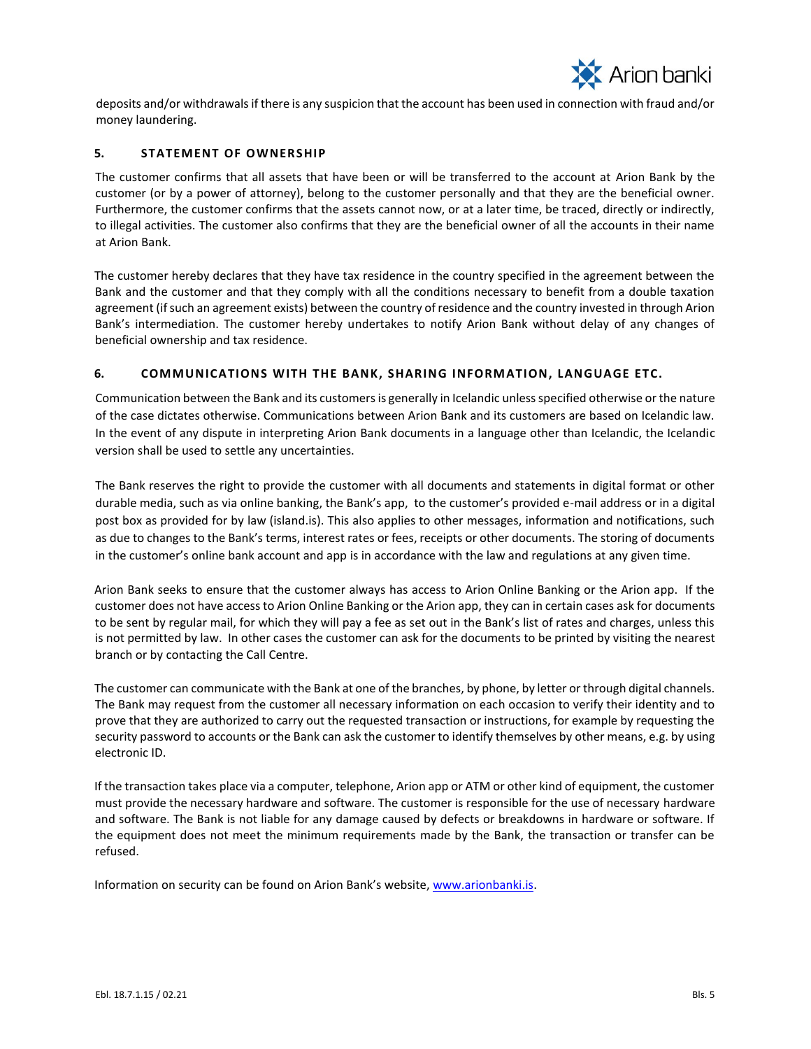deposits and/or withdrawals if there is any suspicion that the account has been used in connection with fraud and/or money laundering.

## 5. STATEMENT OF OWNERSHIP

The customer confirms that all assets that have been or will be transferred to the account at Arion Bank by the customer (or by a power of attorney), belong to the customer personally and that they are the beneficial owner. Furthermore, the customer confirms that the assets cannot now, or at a later time, be traced, directly or indirectly, to illegal activities. The customer also confirms that they are the beneficial owner of all the accounts in their name at Arion Bank.

The customer hereby declares that they have tax residence in the country specified in the agreement between the Bank and the customer and that they comply with all the conditions necessary to benefit from a double taxation agreement (if such an agreement exists) between the country of residence and the country invested in through Arion Bank's intermediation. The customer hereby undertakes to notify Arion Bank without delay of any changes of beneficial ownership and tax residence.

## 6. COMMUNICATIONS WITH THE BANK, SHARING INFORMATION, LANGUAGE ETC.

Communication between the Bank and its customers is generally in Icelandic unless specified otherwise or the nature of the case dictates otherwise. Communications between Arion Bank and its customers are based on Icelandic law. In the event of any dispute in interpreting Arion Bank documents in a language other than Icelandic, the Icelandic version shall be used to settle any uncertainties.

The Bank reserves the right to provide the customer with all documents and statements in digital format or other durable media, such as via online banking, the Bank's app, to the customer's provided e-mail address or in a digital post box as provided for by law (island.is). This also applies to other messages, information and notifications, such as due to changes to the Bank's terms, interest rates or fees, receipts or other documents. The storing of documents in the customer's online bank account and app is in accordance with the law and regulations at any given time.

Arion Bank seeks to ensure that the customer always has access to Arion Online Banking or the Arion app. If the customer does not have access to Arion Online Banking or the Arion app, they can in certain cases ask for documents to be sent by regular mail, for which they will pay a fee as set out in the Bank's list of rates and charges, unless this is not permitted by law. In other cases the customer can ask for the documents to be printed by visiting the nearest branch or by contacting the Call Centre.

The customer can communicate with the Bank at one of the branches, by phone, by letter or through digital channels. The Bank may request from the customer all necessary information on each occasion to verify their identity and to prove that they are authorized to carry out the requested transaction or instructions, for example by requesting the security password to accounts or the Bank can ask the customer to identify themselves by other means, e.g. by using electronic ID.

If the transaction takes place via a computer, telephone, Arion app or ATM or other kind of equipment, the customer must provide the necessary hardware and software. The customer is responsible for the use of necessary hardware and software. The Bank is not liable for any damage caused by defects or breakdowns in hardware or software. If the equipment does not meet the minimum requirements made by the Bank, the transaction or transfer can be refused.

Information on security can be found on Arion Bank's website, www.arionbanki.is.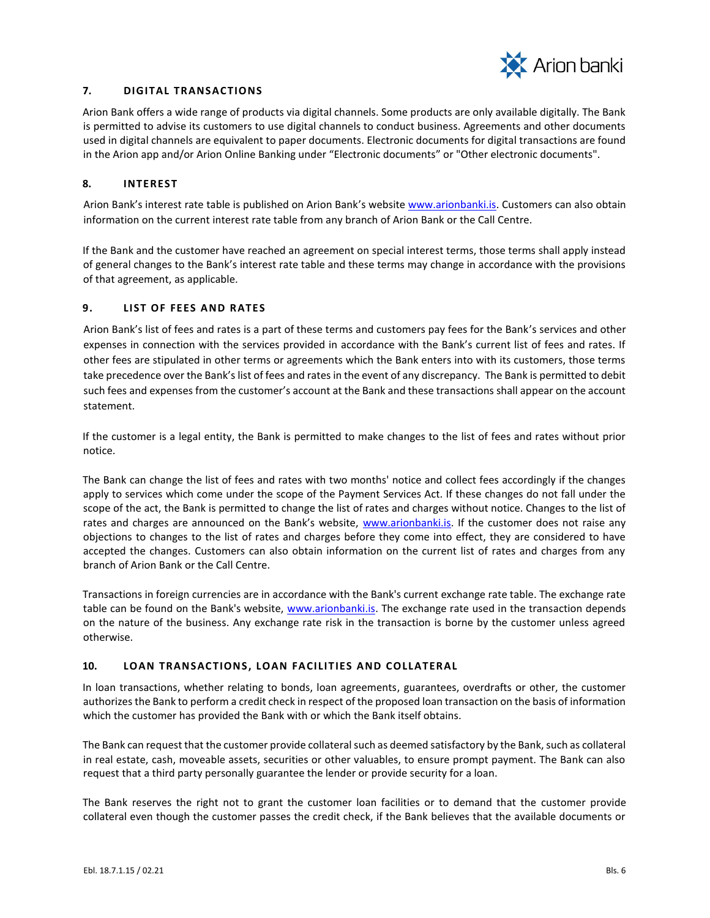## 7. DIGITAL TRANSACTIONS

Arion Bank offers a wide range of products via digital channels. Some products are only available digitally. The Bank is permitted to advise its customers to use digital channels to conduct business. Agreements and other documents used in digital channels are equivalent to paper documents. Electronic documents for digital transactions are found in the Arion app and/or Arion Online Banking under "Electronic documents" or "Other electronic documents".

## 8. INTEREST

Arion Bank's interest rate table is published on Arion Bank's website www.arionbanki.is. Customers can also obtain information on the current interest rate table from any branch of Arion Bank or the Call Centre.

If the Bank and the customer have reached an agreement on special interest terms, those terms shall apply instead of general changes to the Bank's interest rate table and these terms may change in accordance with the provisions of that agreement, as applicable.

## 9. LIST OF FEES AND RATES

Arion Bank's list of fees and rates is a part of these terms and customers pay fees for the Bank's services and other expenses in connection with the services provided in accordance with the Bank's current list of fees and rates. If other fees are stipulated in other terms or agreements which the Bank enters into with its customers, those terms take precedence over the Bank's list of fees and rates in the event of any discrepancy. The Bank is permitted to debit such fees and expenses from the customer's account at the Bank and these transactions shall appear on the account statement.

If the customer is a legal entity, the Bank is permitted to make changes to the list of fees and rates without prior notice.

The Bank can change the list of fees and rates with two months' notice and collect fees accordingly if the changes apply to services which come under the scope of the Payment Services Act. If these changes do not fall under the scope of the act, the Bank is permitted to change the list of rates and charges without notice. Changes to the list of rates and charges are announced on the Bank's website, www.arionbanki.is. If the customer does not raise any objections to changes to the list of rates and charges before they come into effect, they are considered to have accepted the changes. Customers can also obtain information on the current list of rates and charges from any branch of Arion Bank or the Call Centre.

Transactions in foreign currencies are in accordance with the Bank's current exchange rate table. The exchange rate table can be found on the Bank's website, www.arionbanki.is. The exchange rate used in the transaction depends on the nature of the business. Any exchange rate risk in the transaction is borne by the customer unless agreed otherwise.

## 10. LOAN TRANSACTIONS, LOAN FACILITIES AND COLLATERAL

In loan transactions, whether relating to bonds, loan agreements, guarantees, overdrafts or other, the customer authorizes the Bank to perform a credit check in respect of the proposed loan transaction on the basis of information which the customer has provided the Bank with or which the Bank itself obtains.

The Bank can request that the customer provide collateral such as deemed satisfactory by the Bank, such as collateral in real estate, cash, moveable assets, securities or other valuables, to ensure prompt payment. The Bank can also request that a third party personally guarantee the lender or provide security for a loan.

The Bank reserves the right not to grant the customer loan facilities or to demand that the customer provide collateral even though the customer passes the credit check, if the Bank believes that the available documents or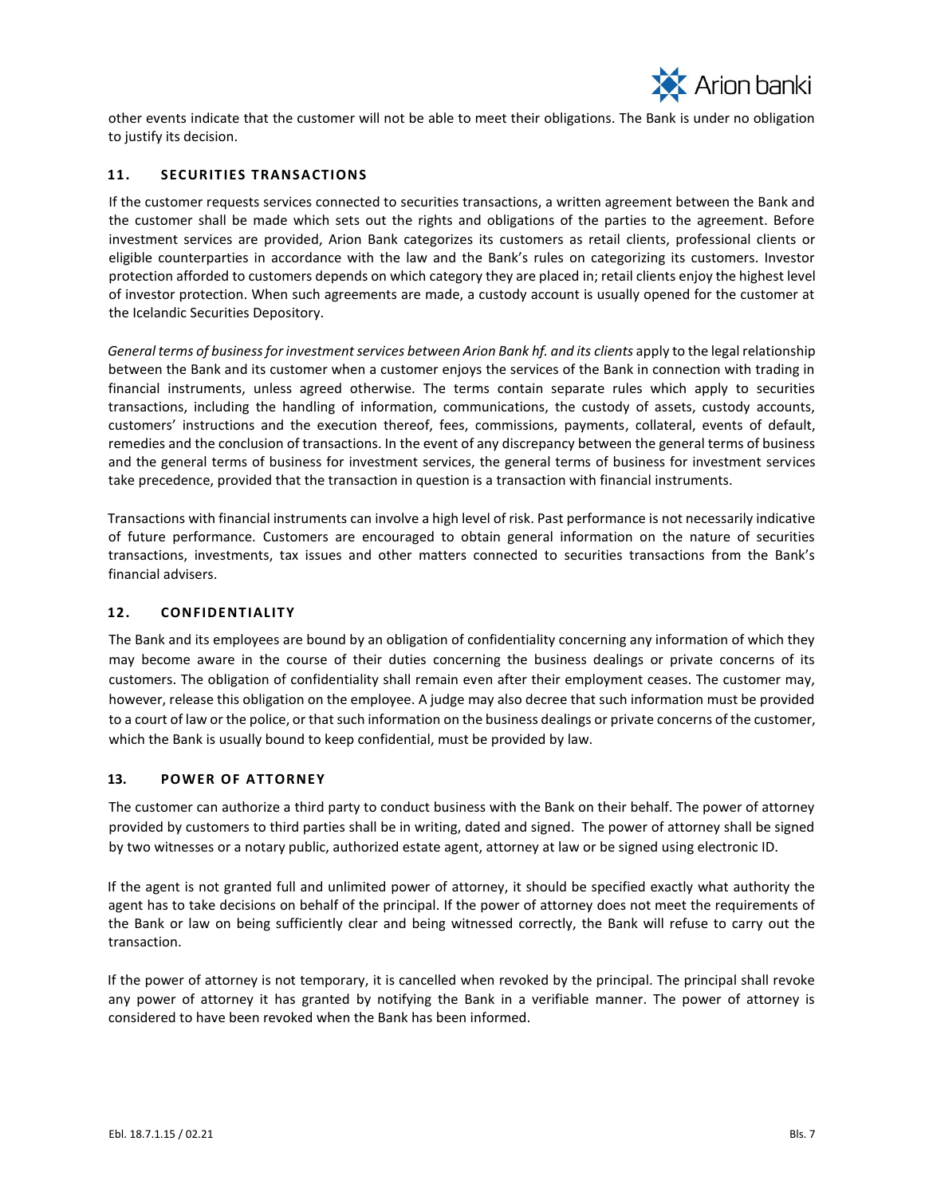other events indicate that the customer will not be able to meet their obligations. The Bank is under no obligation to justify its decision.

## 11. SECURITIES TRANSACTIONS

If the customer requests services connected to securities transactions, a written agreement between the Bank and the customer shall be made which sets out the rights and obligations of the parties to the agreement. Before investment services are provided, Arion Bank categorizes its customers as retail clients, professional clients or eligible counterparties in accordance with the law and the Bank's rules on categorizing its customers. Investor protection afforded to customers depends on which category they are placed in; retail clients enjoy the highest level of investor protection. When such agreements are made, a custody account is usually opened for the customer at the Icelandic Securities Depository.

*General terms of business for investment services between Arion Bank hf. and its clients* apply to the legal relationship between the Bank and its customer when a customer enjoys the services of the Bank in connection with trading in financial instruments, unless agreed otherwise. The terms contain separate rules which apply to securities transactions, including the handling of information, communications, the custody of assets, custody accounts, customers' instructions and the execution thereof, fees, commissions, payments, collateral, events of default, remedies and the conclusion of transactions. In the event of any discrepancy between the general terms of business and the general terms of business for investment services, the general terms of business for investment services take precedence, provided that the transaction in question is a transaction with financial instruments.

Transactions with financial instruments can involve a high level of risk. Past performance is not necessarily indicative of future performance. Customers are encouraged to obtain general information on the nature of securities transactions, investments, tax issues and other matters connected to securities transactions from the Bank's financial advisers.

## 12. CONFIDENTIALITY

The Bank and its employees are bound by an obligation of confidentiality concerning any information of which they may become aware in the course of their duties concerning the business dealings or private concerns of its customers. The obligation of confidentiality shall remain even after their employment ceases. The customer may, however, release this obligation on the employee. A judge may also decree that such information must be provided to a court of law or the police, or that such information on the business dealings or private concerns of the customer, which the Bank is usually bound to keep confidential, must be provided by law.

## 13. POWER OF ATTORNEY

The customer can authorize a third party to conduct business with the Bank on their behalf. The power of attorney provided by customers to third parties shall be in writing, dated and signed. The power of attorney shall be signed by two witnesses or a notary public, authorized estate agent, attorney at law or be signed using electronic ID.

If the agent is not granted full and unlimited power of attorney, it should be specified exactly what authority the agent has to take decisions on behalf of the principal. If the power of attorney does not meet the requirements of the Bank or law on being sufficiently clear and being witnessed correctly, the Bank will refuse to carry out the transaction.

If the power of attorney is not temporary, it is cancelled when revoked by the principal. The principal shall revoke any power of attorney it has granted by notifying the Bank in a verifiable manner. The power of attorney is considered to have been revoked when the Bank has been informed.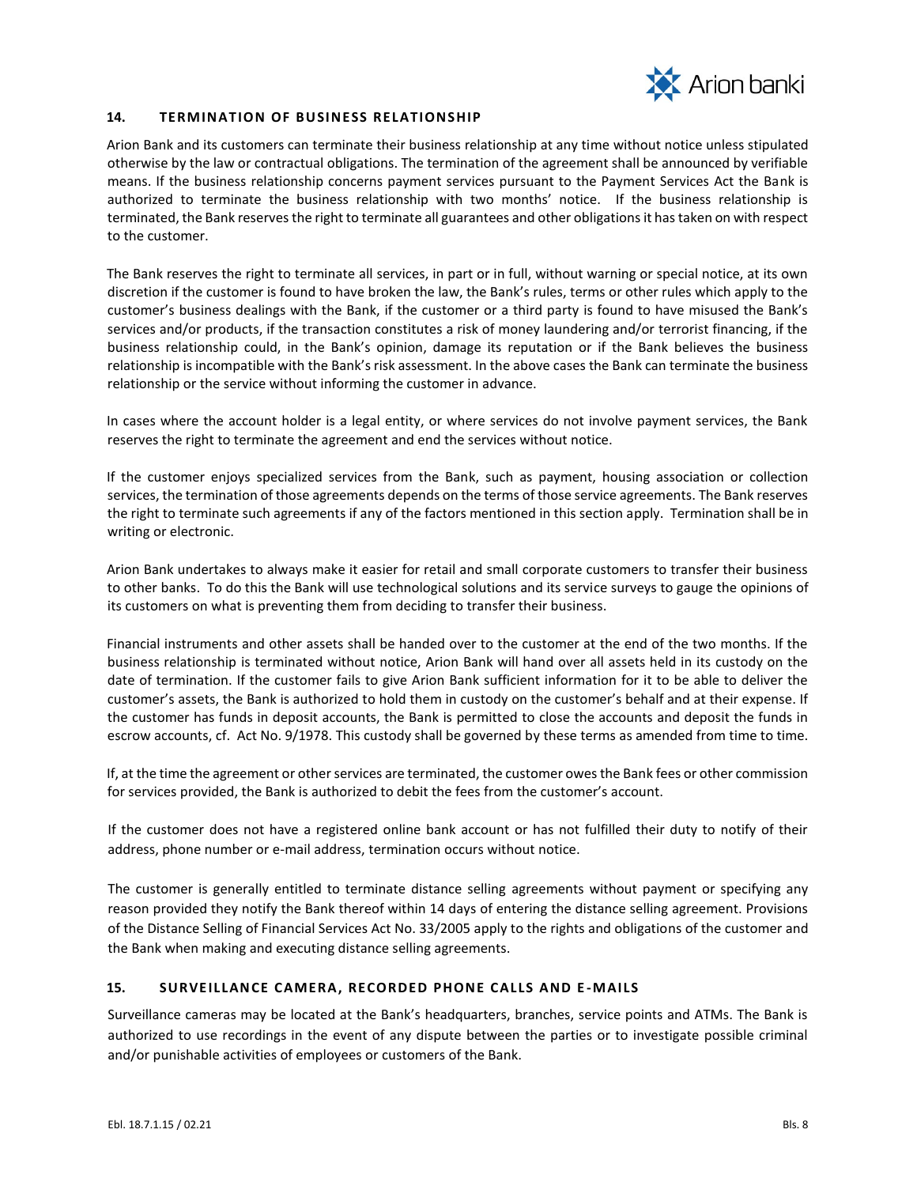## 14. TERMINATION OF BUSINESS RELATIONSHIP

Arion Bank and its customers can terminate their business relationship at any time without notice unless stipulated otherwise by the law or contractual obligations. The termination of the agreement shall be announced by verifiable means. If the business relationship concerns payment services pursuant to the Payment Services Act the Bank is authorized to terminate the business relationship with two months' notice. If the business relationship is terminated, the Bank reserves the right to terminate all guarantees and other obligations it has taken on with respect to the customer.

The Bank reserves the right to terminate all services, in part or in full, without warning or special notice, at its own discretion if the customer is found to have broken the law, the Bank's rules, terms or other rules which apply to the customer's business dealings with the Bank, if the customer or a third party is found to have misused the Bank's services and/or products, if the transaction constitutes a risk of money laundering and/or terrorist financing, if the business relationship could, in the Bank's opinion, damage its reputation or if the Bank believes the business relationship is incompatible with the Bank's risk assessment. In the above cases the Bank can terminate the business relationship or the service without informing the customer in advance.

In cases where the account holder is a legal entity, or where services do not involve payment services, the Bank reserves the right to terminate the agreement and end the services without notice.

If the customer enjoys specialized services from the Bank, such as payment, housing association or collection services, the termination of those agreements depends on the terms of those service agreements. The Bank reserves the right to terminate such agreements if any of the factors mentioned in this section apply. Termination shall be in writing or electronic.

Arion Bank undertakes to always make it easier for retail and small corporate customers to transfer their business to other banks. To do this the Bank will use technological solutions and its service surveys to gauge the opinions of its customers on what is preventing them from deciding to transfer their business.

Financial instruments and other assets shall be handed over to the customer at the end of the two months. If the business relationship is terminated without notice, Arion Bank will hand over all assets held in its custody on the date of termination. If the customer fails to give Arion Bank sufficient information for it to be able to deliver the customer's assets, the Bank is authorized to hold them in custody on the customer's behalf and at their expense. If the customer has funds in deposit accounts, the Bank is permitted to close the accounts and deposit the funds in escrow accounts, cf. Act No. 9/1978. This custody shall be governed by these terms as amended from time to time.

If, at the time the agreement or other services are terminated, the customer owes the Bank fees or other commission for services provided, the Bank is authorized to debit the fees from the customer's account.

If the customer does not have a registered online bank account or has not fulfilled their duty to notify of their address, phone number or e-mail address, termination occurs without notice.

The customer is generally entitled to terminate distance selling agreements without payment or specifying any reason provided they notify the Bank thereof within 14 days of entering the distance selling agreement. Provisions of the Distance Selling of Financial Services Act No. 33/2005 apply to the rights and obligations of the customer and the Bank when making and executing distance selling agreements.

## 15. SURVEILLANCE CAMERA, RECORDED PHONE CALLS AND E-MAILS

Surveillance cameras may be located at the Bank's headquarters, branches, service points and ATMs. The Bank is authorized to use recordings in the event of any dispute between the parties or to investigate possible criminal and/or punishable activities of employees or customers of the Bank.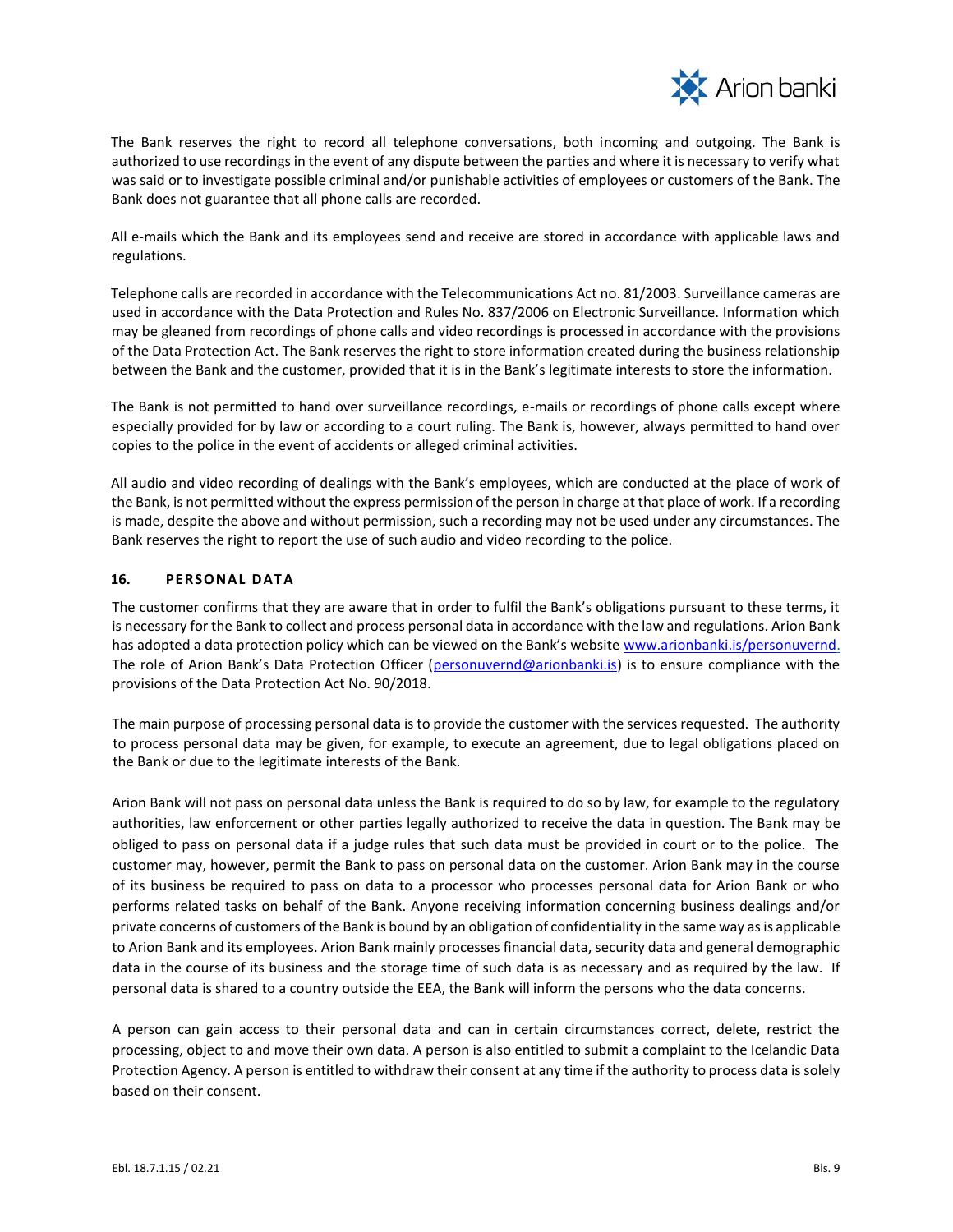The Bank reserves the right to record all telephone conversations, both incoming and outgoing. The Bank is authorized to use recordings in the event of any dispute between the parties and where it is necessary to verify what was said or to investigate possible criminal and/or punishable activities of employees or customers of the Bank. The Bank does not guarantee that all phone calls are recorded.

All e-mails which the Bank and its employees send and receive are stored in accordance with applicable laws and regulations.

Telephone calls are recorded in accordance with the Telecommunications Act no. 81/2003. Surveillance cameras are used in accordance with the Data Protection and Rules No. 837/2006 on Electronic Surveillance. Information which may be gleaned from recordings of phone calls and video recordings is processed in accordance with the provisions of the Data Protection Act. The Bank reserves the right to store information created during the business relationship between the Bank and the customer, provided that it is in the Bank's legitimate interests to store the information.

The Bank is not permitted to hand over surveillance recordings, e-mails or recordings of phone calls except where especially provided for by law or according to a court ruling. The Bank is, however, always permitted to hand over copies to the police in the event of accidents or alleged criminal activities.

All audio and video recording of dealings with the Bank's employees, which are conducted at the place of work of the Bank, is not permitted without the express permission of the person in charge at that place of work. If a recording is made, despite the above and without permission, such a recording may not be used under any circumstances. The Bank reserves the right to report the use of such audio and video recording to the police.

## 16. PERSONAL DATA

The customer confirms that they are aware that in order to fulfil the Bank's obligations pursuant to these terms, it is necessary for the Bank to collect and process personal data in accordance with the law and regulations. Arion Bank has adopted a data protection policy which can be viewed on the Bank's website www.arionbanki.is/personuvernd. The role of Arion Bank's Data Protection Officer (personuvernd@arionbanki.is) is to ensure compliance with the provisions of the Data Protection Act No. 90/2018.

The main purpose of processing personal data is to provide the customer with the services requested. The authority to process personal data may be given, for example, to execute an agreement, due to legal obligations placed on the Bank or due to the legitimate interests of the Bank.

Arion Bank will not pass on personal data unless the Bank is required to do so by law, for example to the regulatory authorities, law enforcement or other parties legally authorized to receive the data in question. The Bank may be obliged to pass on personal data if a judge rules that such data must be provided in court or to the police. The customer may, however, permit the Bank to pass on personal data on the customer. Arion Bank may in the course of its business be required to pass on data to a processor who processes personal data for Arion Bank or who performs related tasks on behalf of the Bank. Anyone receiving information concerning business dealings and/or private concerns of customers of the Bank is bound by an obligation of confidentiality in the same way as is applicable to Arion Bank and its employees. Arion Bank mainly processes financial data, security data and general demographic data in the course of its business and the storage time of such data is as necessary and as required by the law. If personal data is shared to a country outside the EEA, the Bank will inform the persons who the data concerns.

A person can gain access to their personal data and can in certain circumstances correct, delete, restrict the processing, object to and move their own data. A person is also entitled to submit a complaint to the Icelandic Data Protection Agency. A person is entitled to withdraw their consent at any time if the authority to process data is solely based on their consent.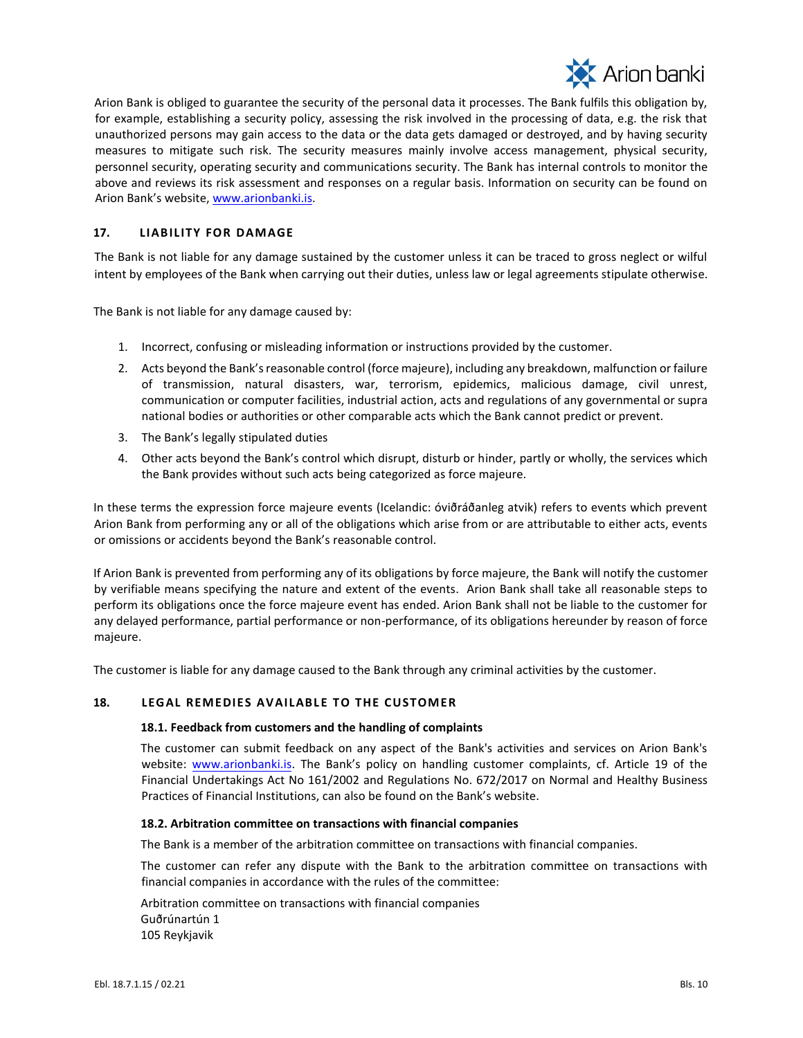Arion Bank is obliged to guarantee the security of the personal data it processes. The Bank fulfils this obligation by, for example, establishing a security policy, assessing the risk involved in the processing of data, e.g. the risk that unauthorized persons may gain access to the data or the data gets damaged or destroyed, and by having security measures to mitigate such risk. The security measures mainly involve access management, physical security, personnel security, operating security and communications security. The Bank has internal controls to monitor the above and reviews its risk assessment and responses on a regular basis. Information on security can be found on Arion Bank's website, www.arionbanki.is.

## 17. LIABILITY FOR DAMAGE

The Bank is not liable for any damage sustained by the customer unless it can be traced to gross neglect or wilful intent by employees of the Bank when carrying out their duties, unless law or legal agreements stipulate otherwise.

The Bank is not liable for any damage caused by:

1. Incorrect, confusing or misleading information or instructions provided by the customer.
2. Acts beyond the Bank's reasonable control (force majeure), including any breakdown, malfunction or failure of transmission, natural disasters, war, terrorism, epidemics, malicious damage, civil unrest, communication or computer facilities, industrial action, acts and regulations of any governmental or supra national bodies or authorities or other comparable acts which the Bank cannot predict or prevent.
3. The Bank's legally stipulated duties
4. Other acts beyond the Bank's control which disrupt, disturb or hinder, partly or wholly, the services which the Bank provides without such acts being categorized as force majeure.

In these terms the expression force majeure events (Icelandic: óviðráðanleg atvik) refers to events which prevent Arion Bank from performing any or all of the obligations which arise from or are attributable to either acts, events or omissions or accidents beyond the Bank's reasonable control.

If Arion Bank is prevented from performing any of its obligations by force majeure, the Bank will notify the customer by verifiable means specifying the nature and extent of the events. Arion Bank shall take all reasonable steps to perform its obligations once the force majeure event has ended. Arion Bank shall not be liable to the customer for any delayed performance, partial performance or non-performance, of its obligations hereunder by reason of force majeure.

The customer is liable for any damage caused to the Bank through any criminal activities by the customer.

## 18. LEGAL REMEDIES AVAILABLE TO THE CUSTOMER

### 18.1. Feedback from customers and the handling of complaints

The customer can submit feedback on any aspect of the Bank's activities and services on Arion Bank's website: www.arionbanki.is. The Bank's policy on handling customer complaints, cf. Article 19 of the Financial Undertakings Act No 161/2002 and Regulations No. 672/2017 on Normal and Healthy Business Practices of Financial Institutions, can also be found on the Bank's website.

### 18.2. Arbitration committee on transactions with financial companies

The Bank is a member of the arbitration committee on transactions with financial companies.

The customer can refer any dispute with the Bank to the arbitration committee on transactions with financial companies in accordance with the rules of the committee:

Arbitration committee on transactions with financial companies
Guðrúnartún 1
105 Reykjavik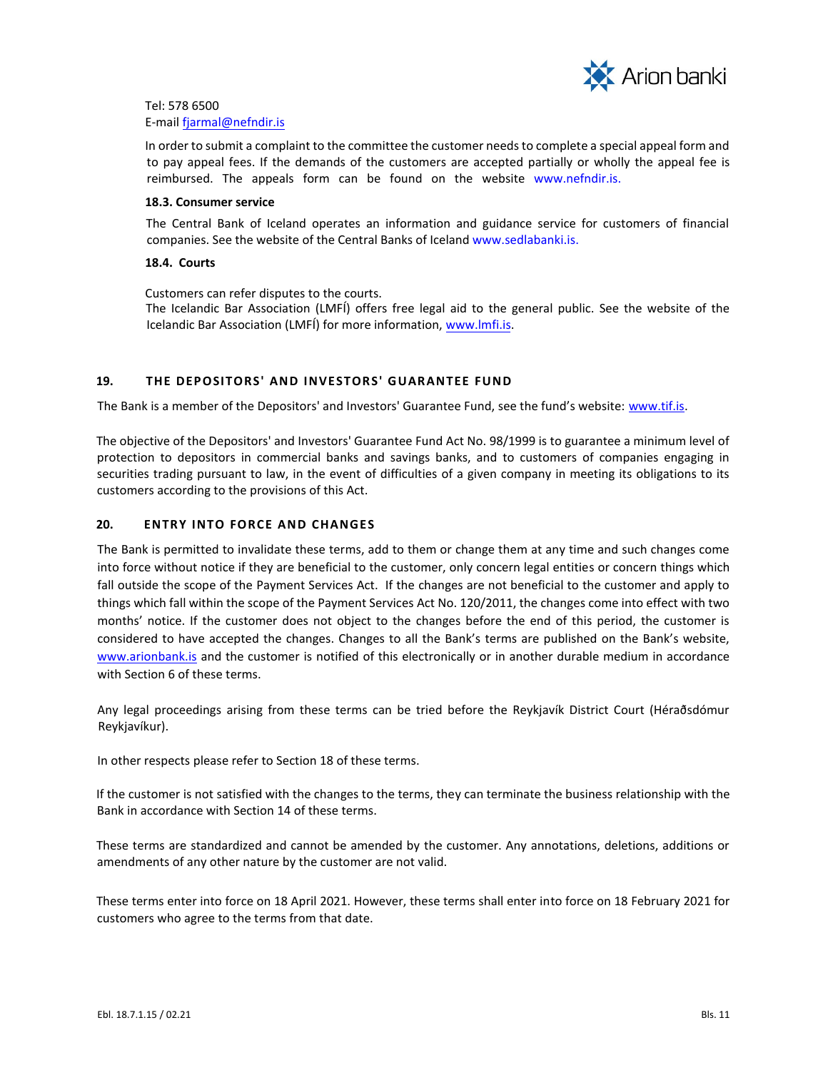Tel: 578 6500
E-mail fjarmal@nefndir.is

In order to submit a complaint to the committee the customer needs to complete a special appeal form and to pay appeal fees. If the demands of the customers are accepted partially or wholly the appeal fee is reimbursed. The appeals form can be found on the website www.nefndir.is.

### 18.3. Consumer service

The Central Bank of Iceland operates an information and guidance service for customers of financial companies. See the website of the Central Banks of Iceland www.sedlabanki.is.

### 18.4. Courts

Customers can refer disputes to the courts.
The Icelandic Bar Association (LMFÍ) offers free legal aid to the general public. See the website of the Icelandic Bar Association (LMFÍ) for more information, www.lmfi.is.

## 19. THE DEPOSITORS' AND INVESTORS' GUARANTEE FUND

The Bank is a member of the Depositors' and Investors' Guarantee Fund, see the fund's website: www.tif.is.

The objective of the Depositors' and Investors' Guarantee Fund Act No. 98/1999 is to guarantee a minimum level of protection to depositors in commercial banks and savings banks, and to customers of companies engaging in securities trading pursuant to law, in the event of difficulties of a given company in meeting its obligations to its customers according to the provisions of this Act.

## 20. ENTRY INTO FORCE AND CHANGES

The Bank is permitted to invalidate these terms, add to them or change them at any time and such changes come into force without notice if they are beneficial to the customer, only concern legal entities or concern things which fall outside the scope of the Payment Services Act. If the changes are not beneficial to the customer and apply to things which fall within the scope of the Payment Services Act No. 120/2011, the changes come into effect with two months' notice. If the customer does not object to the changes before the end of this period, the customer is considered to have accepted the changes. Changes to all the Bank's terms are published on the Bank's website, www.arionbank.is and the customer is notified of this electronically or in another durable medium in accordance with Section 6 of these terms.

Any legal proceedings arising from these terms can be tried before the Reykjavík District Court (Héraðsdómur Reykjavíkur).

In other respects please refer to Section 18 of these terms.

If the customer is not satisfied with the changes to the terms, they can terminate the business relationship with the Bank in accordance with Section 14 of these terms.

These terms are standardized and cannot be amended by the customer. Any annotations, deletions, additions or amendments of any other nature by the customer are not valid.

These terms enter into force on 18 April 2021. However, these terms shall enter into force on 18 February 2021 for customers who agree to the terms from that date.

Ebl. 18.7.1.15 / 02.21